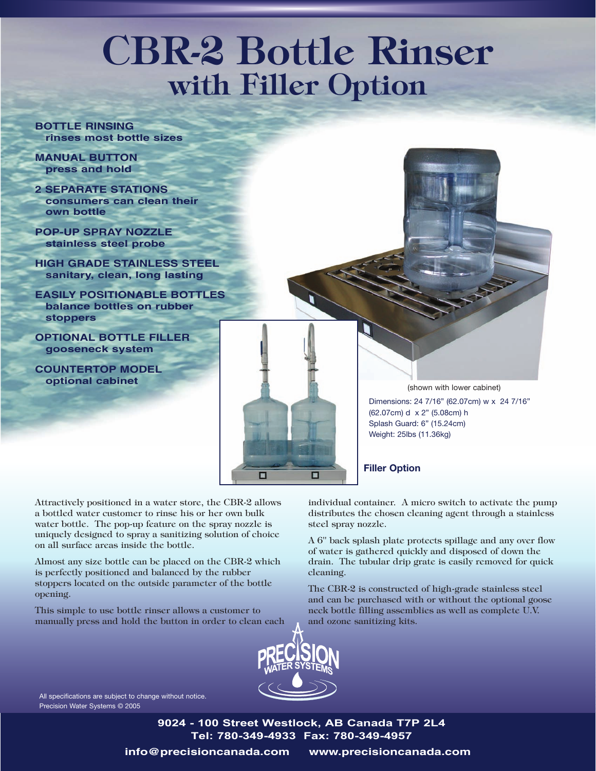# CBR-2 Bottle Rinser
## with Filler Option

**BOTTLE RINSING**
rinses most bottle sizes

**MANUAL BUTTON**
press and hold

**2 SEPARATE STATIONS**
consumers can clean their own bottle

**POP-UP SPRAY NOZZLE**
stainless steel probe

**HIGH GRADE STAINLESS STEEL**
sanitary, clean, long lasting

**EASILY POSITIONABLE BOTTLES**
balance bottles on rubber stoppers

**OPTIONAL BOTTLE FILLER**
gooseneck system

**COUNTERTOP MODEL**
optional cabinet

(shown with lower cabinet)

Dimensions: 24 7/16" (62.07cm) w x 24 7/16" (62.07cm) d x 2" (5.08cm) h
Splash Guard: 6" (15.24cm)
Weight: 25lbs (11.36kg)

**Filler Option**

Attractively positioned in a water store, the CBR-2 allows a bottled water customer to rinse his or her own bulk water bottle. The pop-up feature on the spray nozzle is uniquely designed to spray a sanitizing solution of choice on all surface areas inside the bottle.

Almost any size bottle can be placed on the CBR-2 which is perfectly positioned and balanced by the rubber stoppers located on the outside parameter of the bottle opening.

This simple to use bottle rinser allows a customer to manually press and hold the button in order to clean each individual container. A micro switch to activate the pump distributes the chosen cleaning agent through a stainless steel spray nozzle.

A 6" back splash plate protects spillage and any over flow of water is gathered quickly and disposed of down the drain. The tubular drip grate is easily removed for quick cleaning.

The CBR-2 is constructed of high-grade stainless steel and can be purchased with or without the optional goose neck bottle filling assemblies as well as complete U.V. and ozone sanitizing kits.

PRECISION WATER SYSTEMS

All specifications are subject to change without notice.
Precision Water Systems © 2005

9024 - 100 Street Westlock, AB Canada T7P 2L4
Tel: 780-349-4933 Fax: 780-349-4957
info@precisioncanada.com www.precisioncanada.com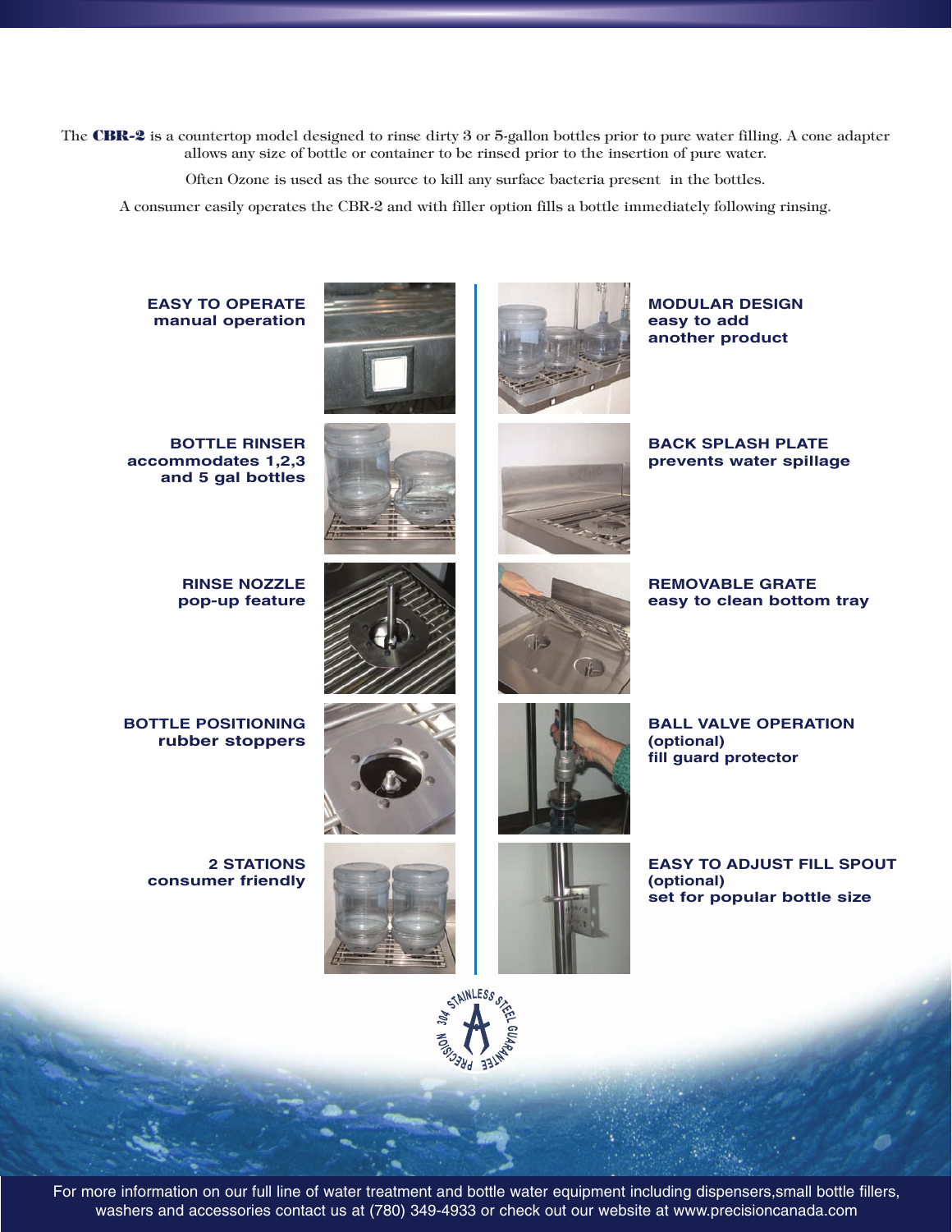The **CBR-2** is a countertop model designed to rinse dirty 3 or 5-gallon bottles prior to pure water filling. A cone adapter allows any size of bottle or container to be rinsed prior to the insertion of pure water.

Often Ozone is used as the source to kill any surface bacteria present in the bottles.

A consumer easily operates the CBR-2 and with filler option fills a bottle immediately following rinsing.

**EASY TO OPERATE**
**manual operation**

**BOTTLE RINSER**
**accommodates 1,2,3 and 5 gal bottles**

**RINSE NOZZLE**
**pop-up feature**

**BOTTLE POSITIONING**
**rubber stoppers**

**2 STATIONS**
**consumer friendly**

**MODULAR DESIGN**
**easy to add another product**

**BACK SPLASH PLATE**
**prevents water spillage**

**REMOVABLE GRATE**
**easy to clean bottom tray**

**BALL VALVE OPERATION**
**(optional)**
**fill guard protector**

**EASY TO ADJUST FILL SPOUT**
**(optional)**
**set for popular bottle size**

304 STAINLESS STEEL GUARANTEE PRECISION

For more information on our full line of water treatment and bottle water equipment including dispensers,small bottle fillers, washers and accessories contact us at (780) 349-4933 or check out our website at www.precisioncanada.com